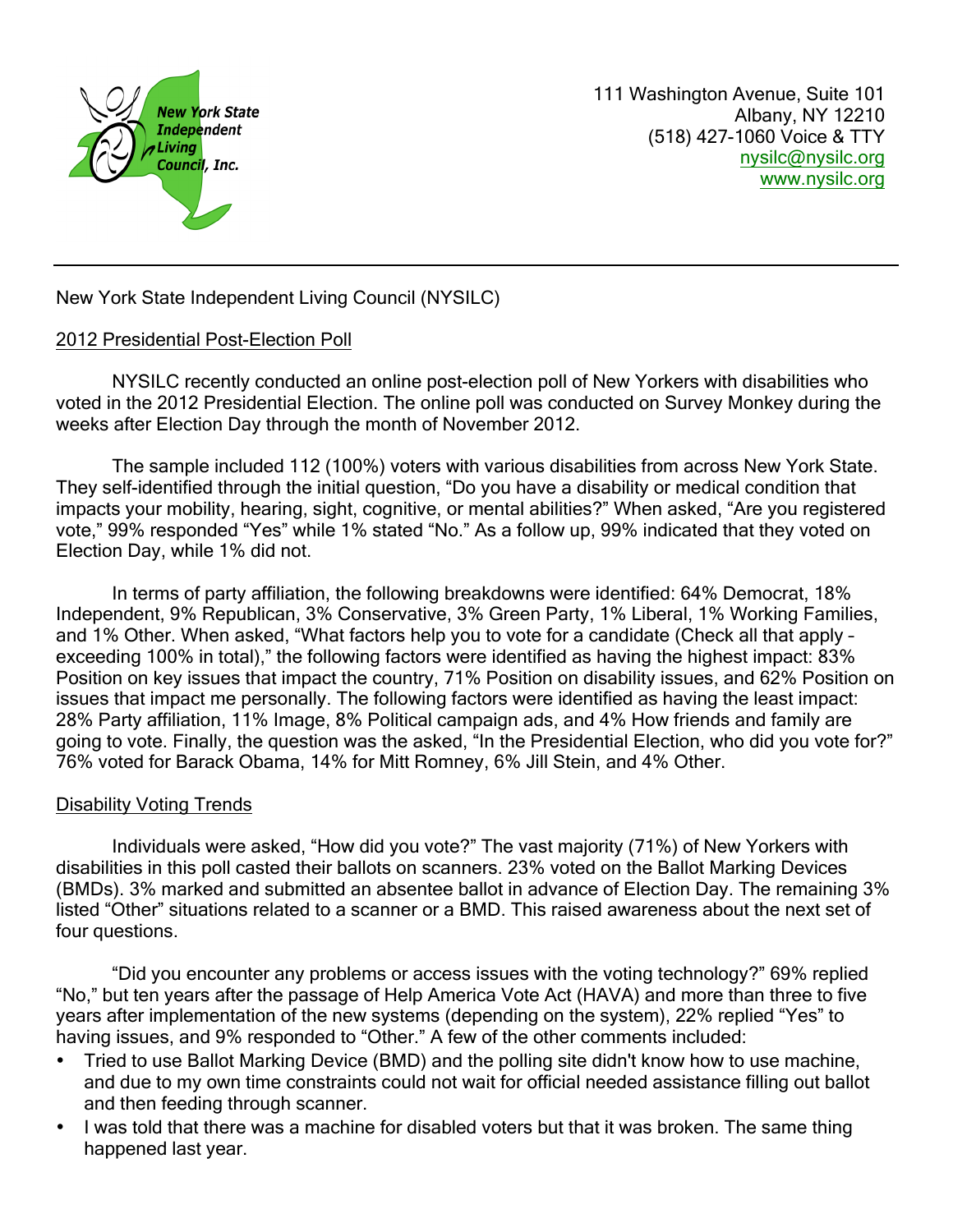New York State Independent Living Council, Inc.

111 Washington Avenue, Suite 101
Albany, NY 12210
(518) 427-1060 Voice & TTY
nysilc@nysilc.org
www.nysilc.org

---

New York State Independent Living Council (NYSILC)

## 2012 Presidential Post-Election Poll

NYSILC recently conducted an online post-election poll of New Yorkers with disabilities who voted in the 2012 Presidential Election. The online poll was conducted on Survey Monkey during the weeks after Election Day through the month of November 2012.

The sample included 112 (100%) voters with various disabilities from across New York State. They self-identified through the initial question, "Do you have a disability or medical condition that impacts your mobility, hearing, sight, cognitive, or mental abilities?" When asked, "Are you registered vote," 99% responded "Yes" while 1% stated "No." As a follow up, 99% indicated that they voted on Election Day, while 1% did not.

In terms of party affiliation, the following breakdowns were identified: 64% Democrat, 18% Independent, 9% Republican, 3% Conservative, 3% Green Party, 1% Liberal, 1% Working Families, and 1% Other. When asked, "What factors help you to vote for a candidate (Check all that apply – exceeding 100% in total)," the following factors were identified as having the highest impact: 83% Position on key issues that impact the country, 71% Position on disability issues, and 62% Position on issues that impact me personally. The following factors were identified as having the least impact: 28% Party affiliation, 11% Image, 8% Political campaign ads, and 4% How friends and family are going to vote. Finally, the question was the asked, "In the Presidential Election, who did you vote for?" 76% voted for Barack Obama, 14% for Mitt Romney, 6% Jill Stein, and 4% Other.

## Disability Voting Trends

Individuals were asked, "How did you vote?" The vast majority (71%) of New Yorkers with disabilities in this poll casted their ballots on scanners. 23% voted on the Ballot Marking Devices (BMDs). 3% marked and submitted an absentee ballot in advance of Election Day. The remaining 3% listed "Other" situations related to a scanner or a BMD. This raised awareness about the next set of four questions.

"Did you encounter any problems or access issues with the voting technology?" 69% replied "No," but ten years after the passage of Help America Vote Act (HAVA) and more than three to five years after implementation of the new systems (depending on the system), 22% replied "Yes" to having issues, and 9% responded to "Other." A few of the other comments included:

- Tried to use Ballot Marking Device (BMD) and the polling site didn't know how to use machine, and due to my own time constraints could not wait for official needed assistance filling out ballot and then feeding through scanner.
- I was told that there was a machine for disabled voters but that it was broken. The same thing happened last year.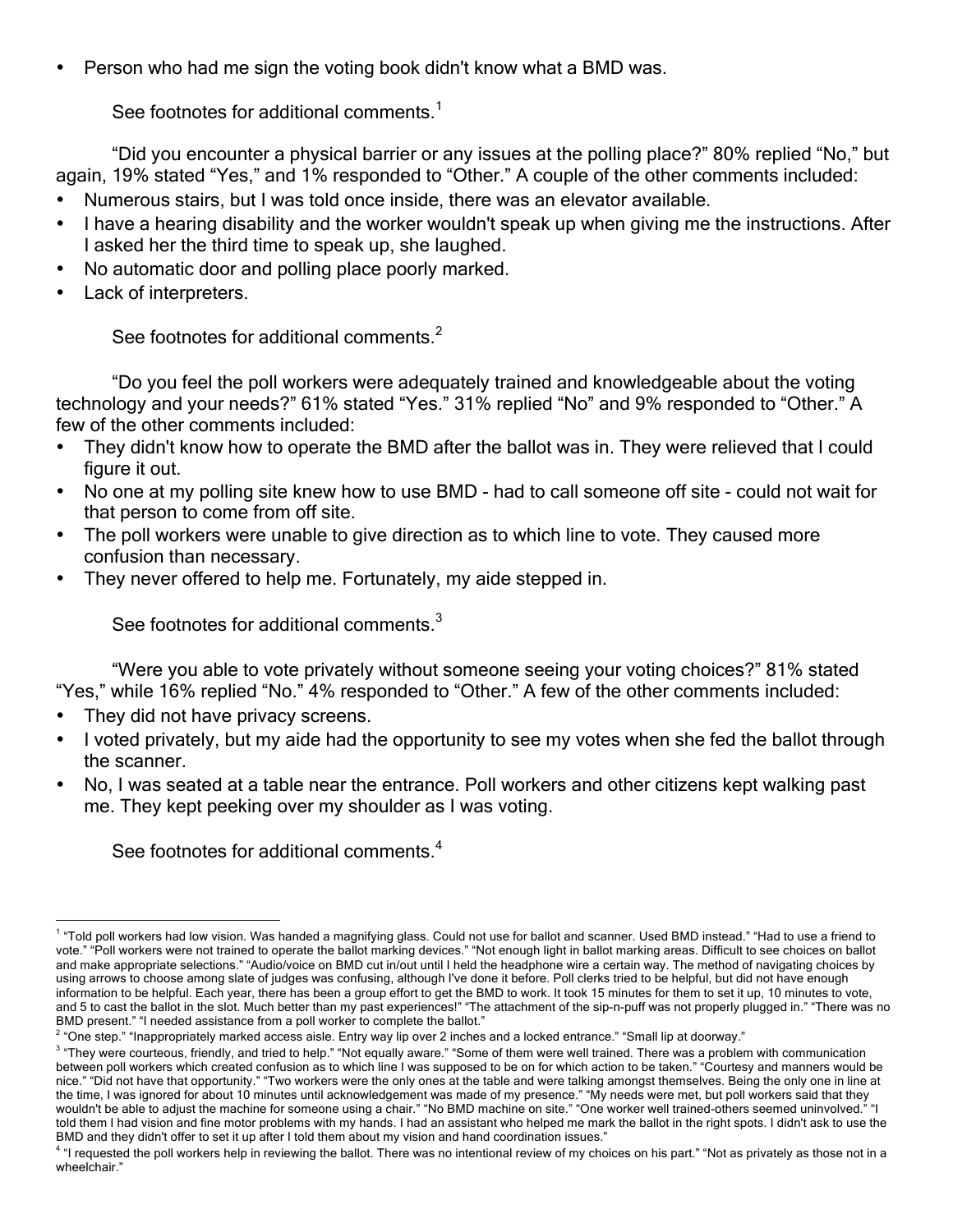- Person who had me sign the voting book didn't know what a BMD was.

See footnotes for additional comments.[1]

"Did you encounter a physical barrier or any issues at the polling place?" 80% replied "No," but again, 19% stated "Yes," and 1% responded to "Other." A couple of the other comments included:

- Numerous stairs, but I was told once inside, there was an elevator available.
- I have a hearing disability and the worker wouldn't speak up when giving me the instructions. After I asked her the third time to speak up, she laughed.
- No automatic door and polling place poorly marked.
- Lack of interpreters.

See footnotes for additional comments.[2]

"Do you feel the poll workers were adequately trained and knowledgeable about the voting technology and your needs?" 61% stated "Yes." 31% replied "No" and 9% responded to "Other." A few of the other comments included:

- They didn't know how to operate the BMD after the ballot was in. They were relieved that I could figure it out.
- No one at my polling site knew how to use BMD - had to call someone off site - could not wait for that person to come from off site.
- The poll workers were unable to give direction as to which line to vote. They caused more confusion than necessary.
- They never offered to help me. Fortunately, my aide stepped in.

See footnotes for additional comments.[3]

"Were you able to vote privately without someone seeing your voting choices?" 81% stated "Yes," while 16% replied "No." 4% responded to "Other." A few of the other comments included:

- They did not have privacy screens.
- I voted privately, but my aide had the opportunity to see my votes when she fed the ballot through the scanner.
- No, I was seated at a table near the entrance. Poll workers and other citizens kept walking past me. They kept peeking over my shoulder as I was voting.

See footnotes for additional comments.[4]

---

[1] "Told poll workers had low vision. Was handed a magnifying glass. Could not use for ballot and scanner. Used BMD instead." "Had to use a friend to vote." "Poll workers were not trained to operate the ballot marking devices." "Not enough light in ballot marking areas. Difficult to see choices on ballot and make appropriate selections." "Audio/voice on BMD cut in/out until I held the headphone wire a certain way. The method of navigating choices by using arrows to choose among slate of judges was confusing, although I've done it before. Poll clerks tried to be helpful, but did not have enough information to be helpful. Each year, there has been a group effort to get the BMD to work. It took 15 minutes for them to set it up, 10 minutes to vote, and 5 to cast the ballot in the slot. Much better than my past experiences!" "The attachment of the sip-n-puff was not properly plugged in." "There was no BMD present." "I needed assistance from a poll worker to complete the ballot."

[2] "One step." "Inappropriately marked access aisle. Entry way lip over 2 inches and a locked entrance." "Small lip at doorway."

[3] "They were courteous, friendly, and tried to help." "Not equally aware." "Some of them were well trained. There was a problem with communication between poll workers which created confusion as to which line I was supposed to be on for which action to be taken." "Courtesy and manners would be nice." "Did not have that opportunity." "Two workers were the only ones at the table and were talking amongst themselves. Being the only one in line at the time, I was ignored for about 10 minutes until acknowledgement was made of my presence." "My needs were met, but poll workers said that they wouldn't be able to adjust the machine for someone using a chair." "No BMD machine on site." "One worker well trained-others seemed uninvolved." "I told them I had vision and fine motor problems with my hands. I had an assistant who helped me mark the ballot in the right spots. I didn't ask to use the BMD and they didn't offer to set it up after I told them about my vision and hand coordination issues."

[4] "I requested the poll workers help in reviewing the ballot. There was no intentional review of my choices on his part." "Not as privately as those not in a wheelchair."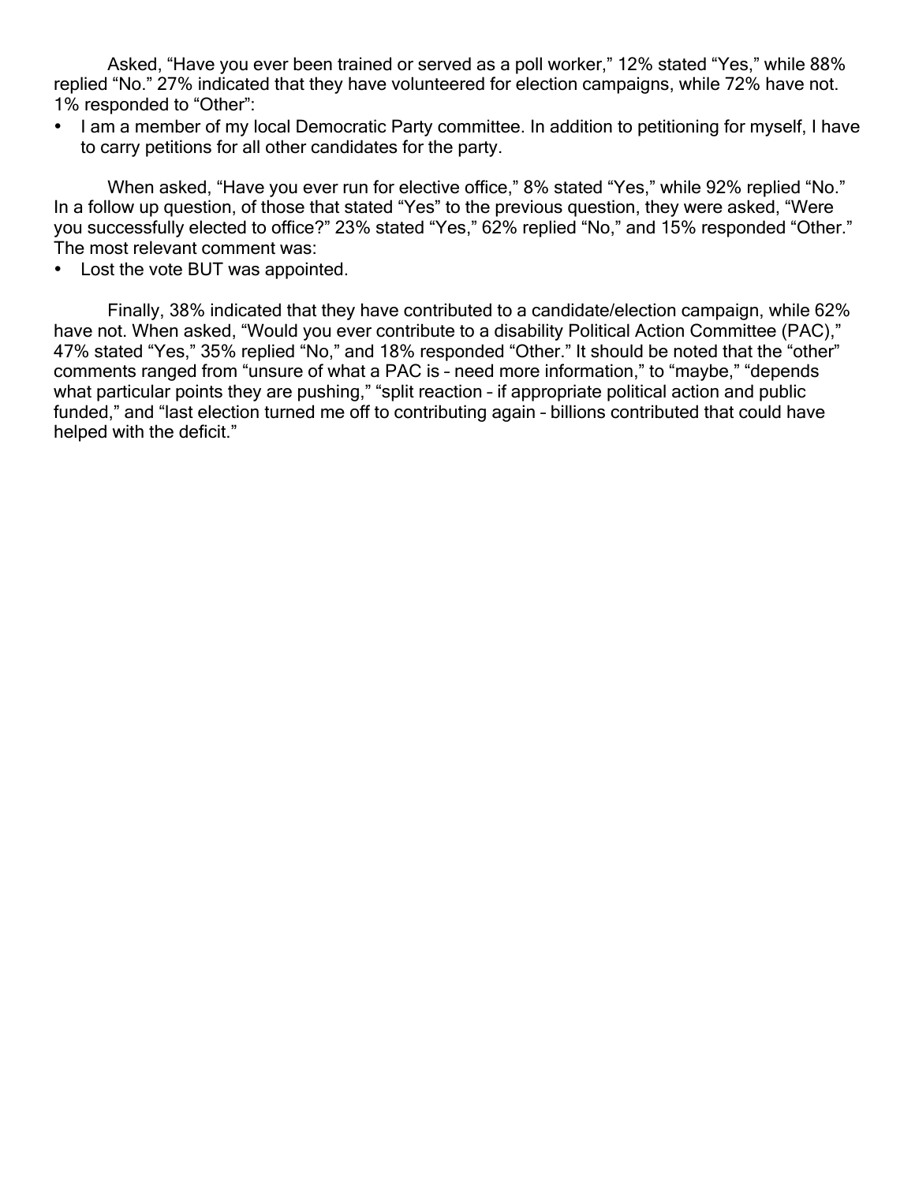Asked, “Have you ever been trained or served as a poll worker,” 12% stated “Yes,” while 88% replied “No.” 27% indicated that they have volunteered for election campaigns, while 72% have not. 1% responded to “Other”:

- I am a member of my local Democratic Party committee. In addition to petitioning for myself, I have to carry petitions for all other candidates for the party.

When asked, “Have you ever run for elective office,” 8% stated “Yes,” while 92% replied “No.” In a follow up question, of those that stated “Yes” to the previous question, they were asked, “Were you successfully elected to office?” 23% stated “Yes,” 62% replied “No,” and 15% responded “Other.” The most relevant comment was:

- Lost the vote BUT was appointed.

Finally, 38% indicated that they have contributed to a candidate/election campaign, while 62% have not. When asked, “Would you ever contribute to a disability Political Action Committee (PAC),” 47% stated “Yes,” 35% replied “No,” and 18% responded “Other.” It should be noted that the “other” comments ranged from “unsure of what a PAC is – need more information,” to “maybe,” “depends what particular points they are pushing,” “split reaction – if appropriate political action and public funded,” and “last election turned me off to contributing again – billions contributed that could have helped with the deficit.”